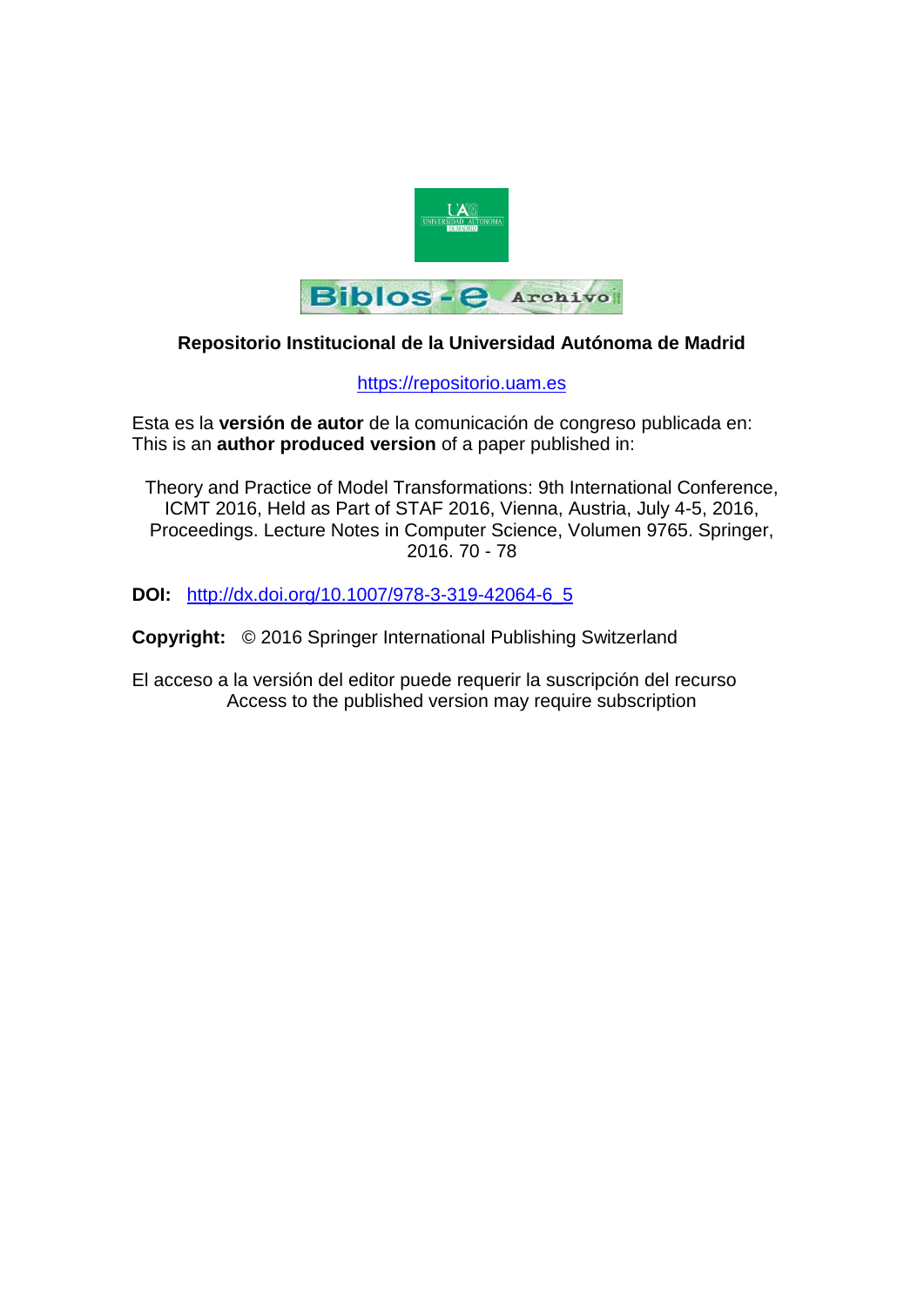**Repositorio Institucional de la Universidad Autónoma de Madrid**

https://repositorio.uam.es

Esta es la **versión de autor** de la comunicación de congreso publicada en:
This is an **author produced version** of a paper published in:

Theory and Practice of Model Transformations: 9th International Conference, ICMT 2016, Held as Part of STAF 2016, Vienna, Austria, July 4-5, 2016, Proceedings. Lecture Notes in Computer Science, Volumen 9765. Springer, 2016. 70 - 78

**DOI:** http://dx.doi.org/10.1007/978-3-319-42064-6_5

**Copyright:** © 2016 Springer International Publishing Switzerland

El acceso a la versión del editor puede requerir la suscripción del recurso
Access to the published version may require subscription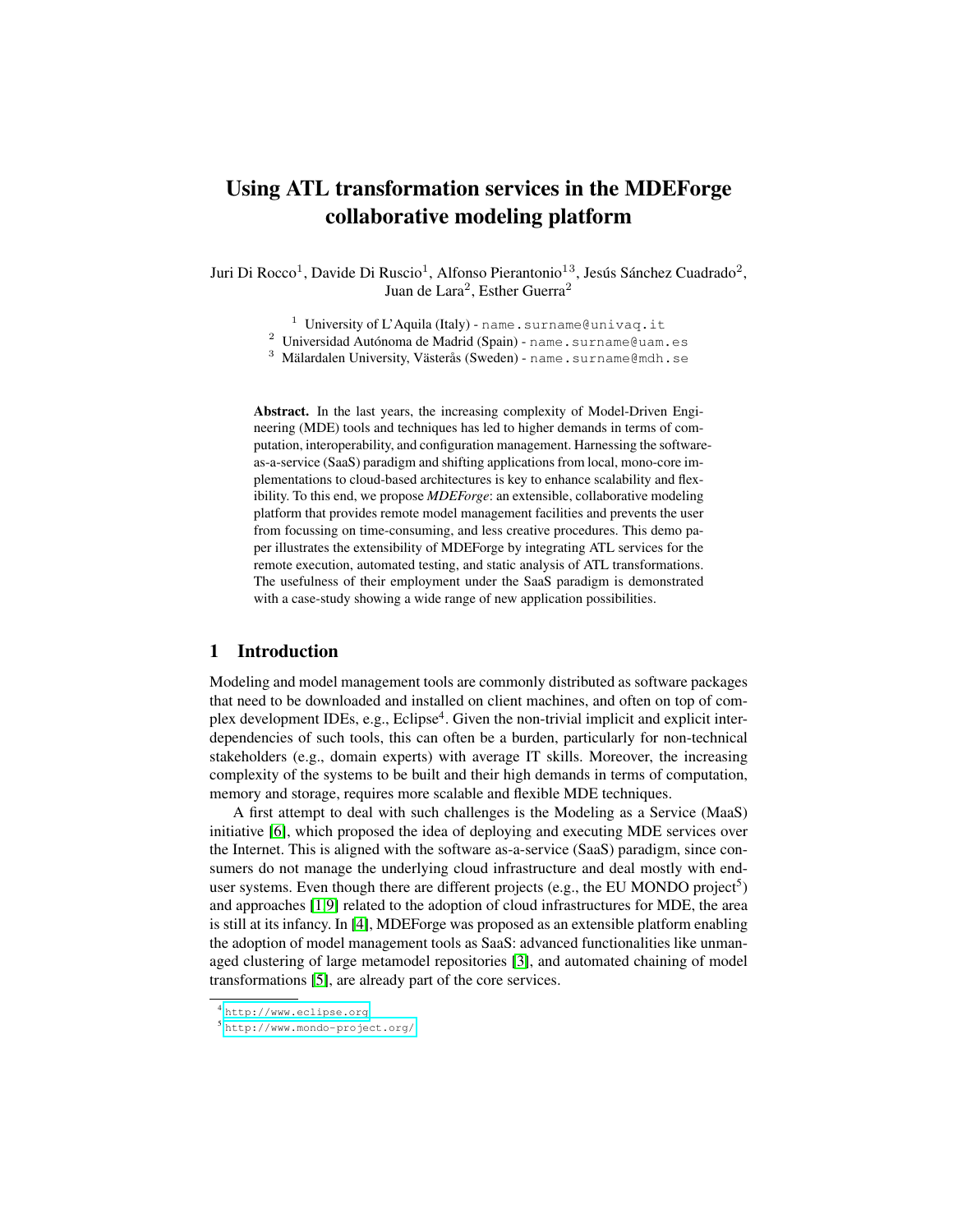# Using ATL transformation services in the MDEForge collaborative modeling platform

Juri Di Rocco[1], Davide Di Ruscio[1], Alfonso Pierantonio[1,3], Jesús Sánchez Cuadrado[2], Juan de Lara[2], Esther Guerra[2]

[1] University of L'Aquila (Italy) - name.surname@univaq.it
[2] Universidad Autónoma de Madrid (Spain) - name.surname@uam.es
[3] Mälardalen University, Västerås (Sweden) - name.surname@mdh.se

**Abstract.** In the last years, the increasing complexity of Model-Driven Engineering (MDE) tools and techniques has led to higher demands in terms of computation, interoperability, and configuration management. Harnessing the software-as-a-service (SaaS) paradigm and shifting applications from local, mono-core implementations to cloud-based architectures is key to enhance scalability and flexibility. To this end, we propose *MDEForge*: an extensible, collaborative modeling platform that provides remote model management facilities and prevents the user from focussing on time-consuming, and less creative procedures. This demo paper illustrates the extensibility of MDEForge by integrating ATL services for the remote execution, automated testing, and static analysis of ATL transformations. The usefulness of their employment under the SaaS paradigm is demonstrated with a case-study showing a wide range of new application possibilities.

## 1 Introduction

Modeling and model management tools are commonly distributed as software packages that need to be downloaded and installed on client machines, and often on top of complex development IDEs, e.g., Eclipse[4]. Given the non-trivial implicit and explicit inter-dependencies of such tools, this can often be a burden, particularly for non-technical stakeholders (e.g., domain experts) with average IT skills. Moreover, the increasing complexity of the systems to be built and their high demands in terms of computation, memory and storage, requires more scalable and flexible MDE techniques.

A first attempt to deal with such challenges is the Modeling as a Service (MaaS) initiative [6], which proposed the idea of deploying and executing MDE services over the Internet. This is aligned with the software as-a-service (SaaS) paradigm, since consumers do not manage the underlying cloud infrastructure and deal mostly with end-user systems. Even though there are different projects (e.g., the EU MONDO project[5]) and approaches [1,9] related to the adoption of cloud infrastructures for MDE, the area is still at its infancy. In [4], MDEForge was proposed as an extensible platform enabling the adoption of model management tools as SaaS: advanced functionalities like unmanaged clustering of large metamodel repositories [3], and automated chaining of model transformations [5], are already part of the core services.

[4] http://www.eclipse.org
[5] http://www.mondo-project.org/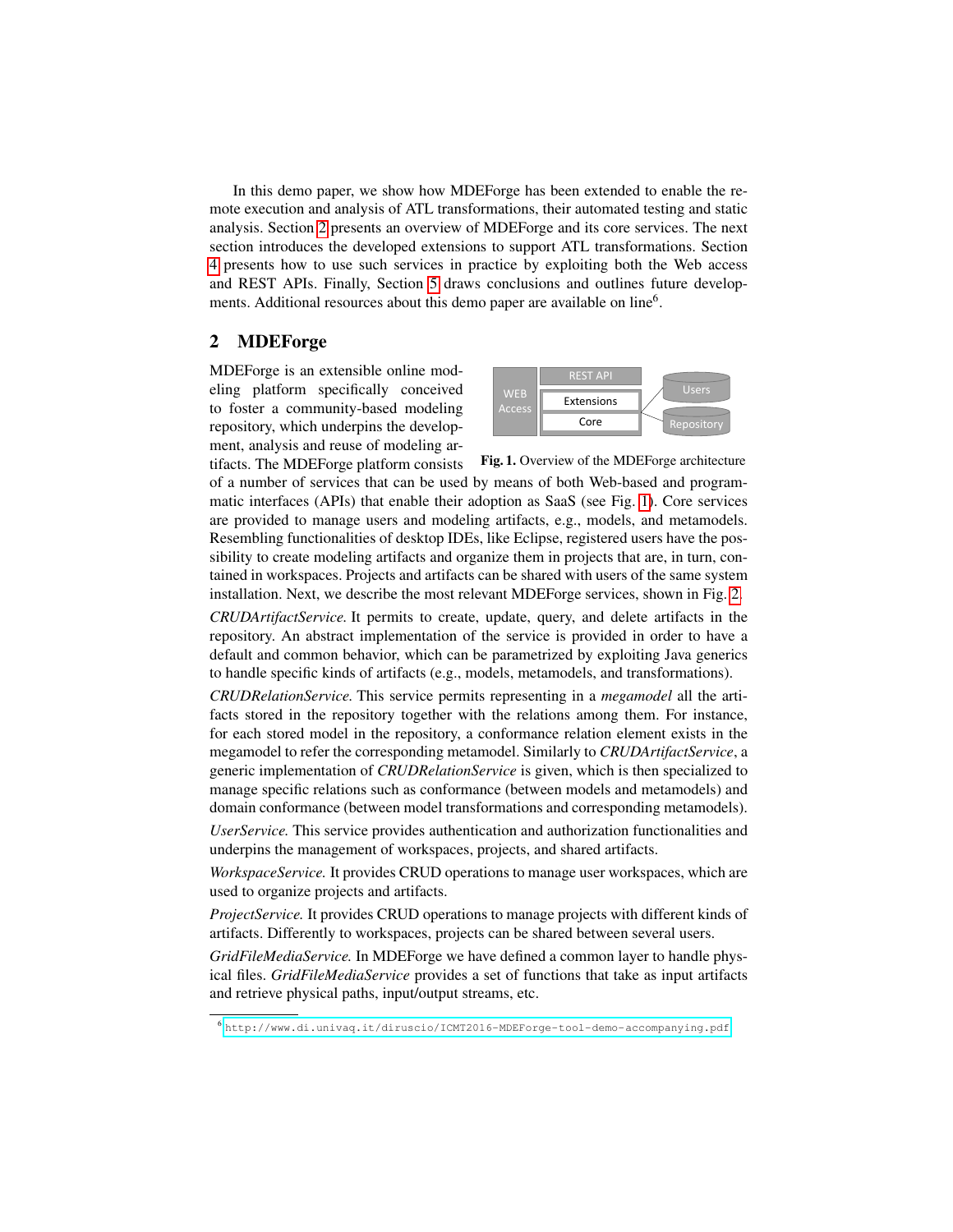In this demo paper, we show how MDEForge has been extended to enable the remote execution and analysis of ATL transformations, their automated testing and static analysis. Section 2 presents an overview of MDEForge and its core services. The next section introduces the developed extensions to support ATL transformations. Section 4 presents how to use such services in practice by exploiting both the Web access and REST APIs. Finally, Section 5 draws conclusions and outlines future developments. Additional resources about this demo paper are available on line[6].

## 2 MDEForge

MDEForge is an extensible online modeling platform specifically conceived to foster a community-based modeling repository, which underpins the development, analysis and reuse of modeling artifacts. The MDEForge platform consists of a number of services that can be used by means of both Web-based and programmatic interfaces (APIs) that enable their adoption as SaaS (see Fig. 1). Core services are provided to manage users and modeling artifacts, e.g., models, and metamodels. Resembling functionalities of desktop IDEs, like Eclipse, registered users have the possibility to create modeling artifacts and organize them in projects that are, in turn, contained in workspaces. Projects and artifacts can be shared with users of the same system installation. Next, we describe the most relevant MDEForge services, shown in Fig. 2.

WEB Access
REST API
Extensions
Core
Users
Repository

**Fig. 1.** Overview of the MDEForge architecture

*CRUDArtifactService.* It permits to create, update, query, and delete artifacts in the repository. An abstract implementation of the service is provided in order to have a default and common behavior, which can be parametrized by exploiting Java generics to handle specific kinds of artifacts (e.g., models, metamodels, and transformations).

*CRUDRelationService.* This service permits representing in a *megamodel* all the artifacts stored in the repository together with the relations among them. For instance, for each stored model in the repository, a conformance relation element exists in the megamodel to refer the corresponding metamodel. Similarly to *CRUDArtifactService*, a generic implementation of *CRUDRelationService* is given, which is then specialized to manage specific relations such as conformance (between models and metamodels) and domain conformance (between model transformations and corresponding metamodels).

*UserService.* This service provides authentication and authorization functionalities and underpins the management of workspaces, projects, and shared artifacts.

*WorkspaceService.* It provides CRUD operations to manage user workspaces, which are used to organize projects and artifacts.

*ProjectService.* It provides CRUD operations to manage projects with different kinds of artifacts. Differently to workspaces, projects can be shared between several users.

*GridFileMediaService.* In MDEForge we have defined a common layer to handle physical files. *GridFileMediaService* provides a set of functions that take as input artifacts and retrieve physical paths, input/output streams, etc.

[6] http://www.di.univaq.it/diruscio/ICMT2016-MDEForge-tool-demo-accompanying.pdf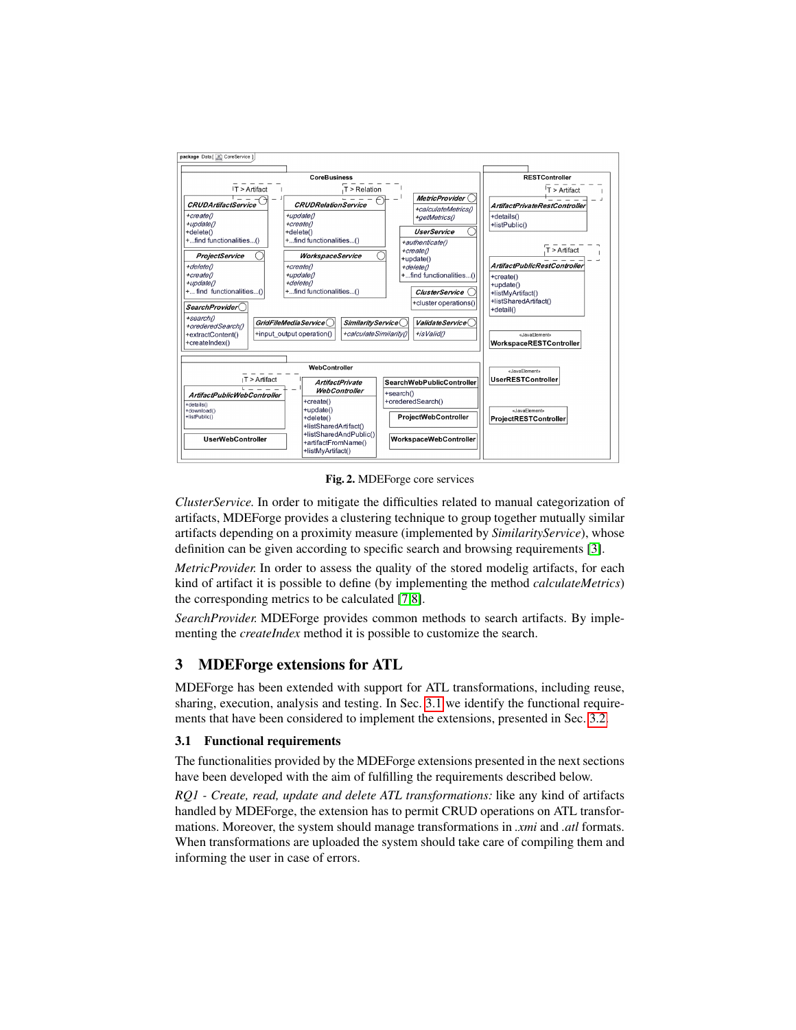Fig. 2. MDEForge core services

*ClusterService.* In order to mitigate the difficulties related to manual categorization of artifacts, MDEForge provides a clustering technique to group together mutually similar artifacts depending on a proximity measure (implemented by *SimilarityService*), whose definition can be given according to specific search and browsing requirements [3].

*MetricProvider.* In order to assess the quality of the stored modelig artifacts, for each kind of artifact it is possible to define (by implementing the method *calculateMetrics*) the corresponding metrics to be calculated [7,8].

*SearchProvider.* MDEForge provides common methods to search artifacts. By implementing the *createIndex* method it is possible to customize the search.

## 3 MDEForge extensions for ATL

MDEForge has been extended with support for ATL transformations, including reuse, sharing, execution, analysis and testing. In Sec. 3.1 we identify the functional requirements that have been considered to implement the extensions, presented in Sec. 3.2.

### 3.1 Functional requirements

The functionalities provided by the MDEForge extensions presented in the next sections have been developed with the aim of fulfilling the requirements described below.

*RQ1 - Create, read, update and delete ATL transformations:* like any kind of artifacts handled by MDEForge, the extension has to permit CRUD operations on ATL transformations. Moreover, the system should manage transformations in *.xmi* and *.atl* formats. When transformations are uploaded the system should take care of compiling them and informing the user in case of errors.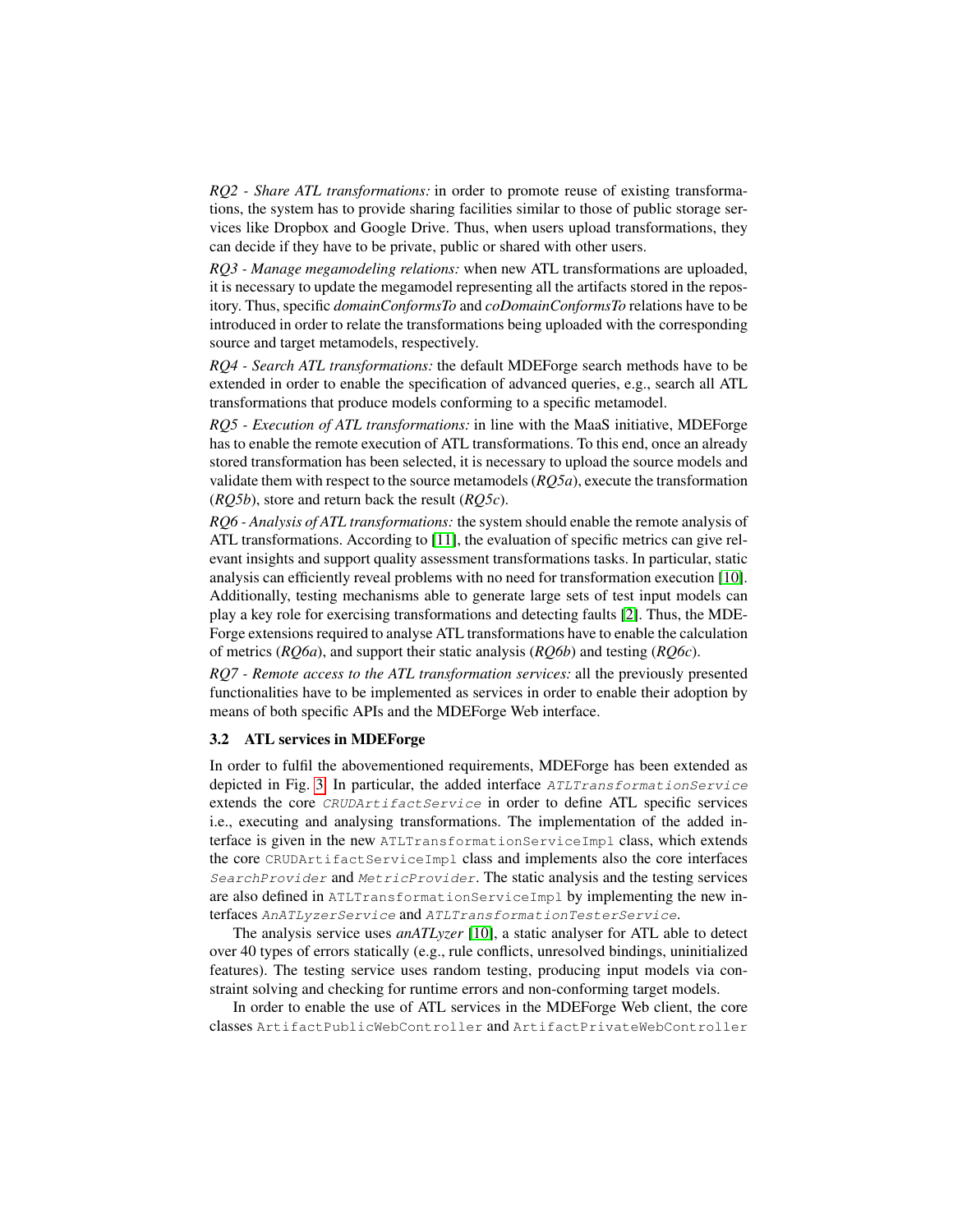*RQ2 - Share ATL transformations:* in order to promote reuse of existing transformations, the system has to provide sharing facilities similar to those of public storage services like Dropbox and Google Drive. Thus, when users upload transformations, they can decide if they have to be private, public or shared with other users.

*RQ3 - Manage megamodeling relations:* when new ATL transformations are uploaded, it is necessary to update the megamodel representing all the artifacts stored in the repository. Thus, specific *domainConformsTo* and *coDomainConformsTo* relations have to be introduced in order to relate the transformations being uploaded with the corresponding source and target metamodels, respectively.

*RQ4 - Search ATL transformations:* the default MDEForge search methods have to be extended in order to enable the specification of advanced queries, e.g., search all ATL transformations that produce models conforming to a specific metamodel.

*RQ5 - Execution of ATL transformations:* in line with the MaaS initiative, MDEForge has to enable the remote execution of ATL transformations. To this end, once an already stored transformation has been selected, it is necessary to upload the source models and validate them with respect to the source metamodels (*RQ5a*), execute the transformation (*RQ5b*), store and return back the result (*RQ5c*).

*RQ6 - Analysis of ATL transformations:* the system should enable the remote analysis of ATL transformations. According to [11], the evaluation of specific metrics can give relevant insights and support quality assessment transformations tasks. In particular, static analysis can efficiently reveal problems with no need for transformation execution [10]. Additionally, testing mechanisms able to generate large sets of test input models can play a key role for exercising transformations and detecting faults [2]. Thus, the MDEForge extensions required to analyse ATL transformations have to enable the calculation of metrics (*RQ6a*), and support their static analysis (*RQ6b*) and testing (*RQ6c*).

*RQ7 - Remote access to the ATL transformation services:* all the previously presented functionalities have to be implemented as services in order to enable their adoption by means of both specific APIs and the MDEForge Web interface.

### 3.2 ATL services in MDEForge

In order to fulfil the abovementioned requirements, MDEForge has been extended as depicted in Fig. 3. In particular, the added interface *ATLTransformationService* extends the core *CRUDArtifactService* in order to define ATL specific services i.e., executing and analysing transformations. The implementation of the added interface is given in the new ATLTransformationServiceImpl class, which extends the core CRUDArtifactServiceImpl class and implements also the core interfaces *SearchProvider* and *MetricProvider*. The static analysis and the testing services are also defined in ATLTransformationServiceImpl by implementing the new interfaces *AnATLyzerService* and *ATLTransformationTesterService*.

The analysis service uses *anATLyzer* [10], a static analyser for ATL able to detect over 40 types of errors statically (e.g., rule conflicts, unresolved bindings, uninitialized features). The testing service uses random testing, producing input models via constraint solving and checking for runtime errors and non-conforming target models.

In order to enable the use of ATL services in the MDEForge Web client, the core classes ArtifactPublicWebController and ArtifactPrivateWebController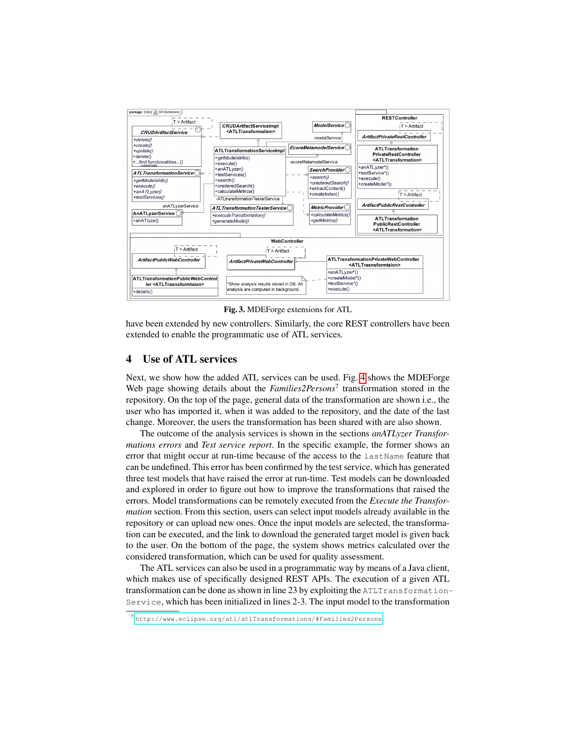package Data [ ATLExtension ]

T > Artifact

CRUDArtifactService

+delete()
+create()
+update()
+delete()
+...find functionalities...()

CRUDArtifactServiceImpl
<ATLTransformation>

ModelService

-modelService

ATLTransformationServiceImpl

+getModelsInfo()
+execute()
+anATLyzer()
+testServices()
+search()
+orederedSearch()
+calculateMetrics()

EcoreMetamodelService

-ecoreMetamodelService

SearchProvider

+search()
+orederedSearch()
+extractContent()
+createIndex()

ATLTransformationService

+getModelsInfo()
+execute()
+anATLyzer()
+testServices()

anATLyzerService

AnATLyzerService

+anATLyze()

-ATLtransformationTesterService

ATLTransformationTesterService

+executeTransformation()
+generateModel()

MetricProvider

+calculateMetrics()
+getMetrics()

RESTController

T > Artifact

ArtifactPrivateRestController

ATLTransformation
PrivateRestController
<ATLTransformation>

+anATLyzer*()
+testService*()
+execute()
+createModel*()

T > Artifact

ArtifactPublicRestController

ATLTransformation
PublicRestController
<ATLTransformation>

WebController

T > Artifact

ArtifactPublicWebController

ATLTransformationPublicWebController <ATLTrasnsformtaion>

+details()

T > Artifact

ArtifactPrivateWebController

*Show analysis results stored in DB. All analysis are computed in background.

ATLTransformationPrivateWebController
<ATLTrasnsformtaion>

+anATLyzer*()
+createModel*()
+testService*()
+execute()

**Fig. 3.** MDEForge extensions for ATL

have been extended by new controllers. Similarly, the core REST controllers have been extended to enable the programmatic use of ATL services.

# 4 Use of ATL services

Next, we show how the added ATL services can be used. Fig. 4 shows the MDEForge Web page showing details about the *Families2Persons*[7] transformation stored in the repository. On the top of the page, general data of the transformation are shown i.e., the user who has imported it, when it was added to the repository, and the date of the last change. Moreover, the users the transformation has been shared with are also shown.

The outcome of the analysis services is shown in the sections *anATLyzer Transformations errors* and *Test service report*. In the specific example, the former shows an error that might occur at run-time because of the access to the `lastName` feature that can be undefined. This error has been confirmed by the test service, which has generated three test models that have raised the error at run-time. Test models can be downloaded and explored in order to figure out how to improve the transformations that raised the errors. Model transformations can be remotely executed from the *Execute the Transformation* section. From this section, users can select input models already available in the repository or can upload new ones. Once the input models are selected, the transformation can be executed, and the link to download the generated target model is given back to the user. On the bottom of the page, the system shows metrics calculated over the considered transformation, which can be used for quality assessment.

The ATL services can also be used in a programmatic way by means of a Java client, which makes use of specifically designed REST APIs. The execution of a given ATL transformation can be done as shown in line 23 by exploiting the `ATLTransformation-Service`, which has been initialized in lines 2-3. The input model to the transformation

[7] http://www.eclipse.org/atl/atlTransformations/#Families2Persons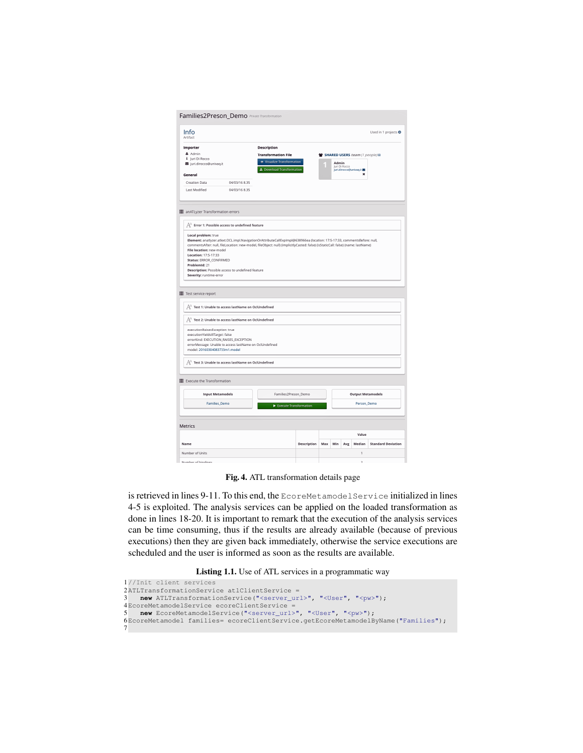Fig. 4. ATL transformation details page

is retrieved in lines 9-11. To this end, the EcoreMetamodelService initialized in lines 4-5 is exploited. The analysis services can be applied on the loaded transformation as done in lines 18-20. It is important to remark that the execution of the analysis services can be time consuming, thus if the results are already available (because of previous executions) then they are given back immediately, otherwise the service executions are scheduled and the user is informed as soon as the results are available.

**Listing 1.1.** Use of ATL services in a programmatic way

```
1 //Init client services
2 ATLTransformationService atlClientService =
3     new ATLTransformationService("<server_url>", "<User", "<pw>");
4 EcoreMetamodelService ecoreClientService =
5     new EcoreMetamodelService("<server_url>", "<User", "<pw>");
6 EcoreMetamodel families= ecoreClientService.getEcoreMetamodelByName("Families");
7
```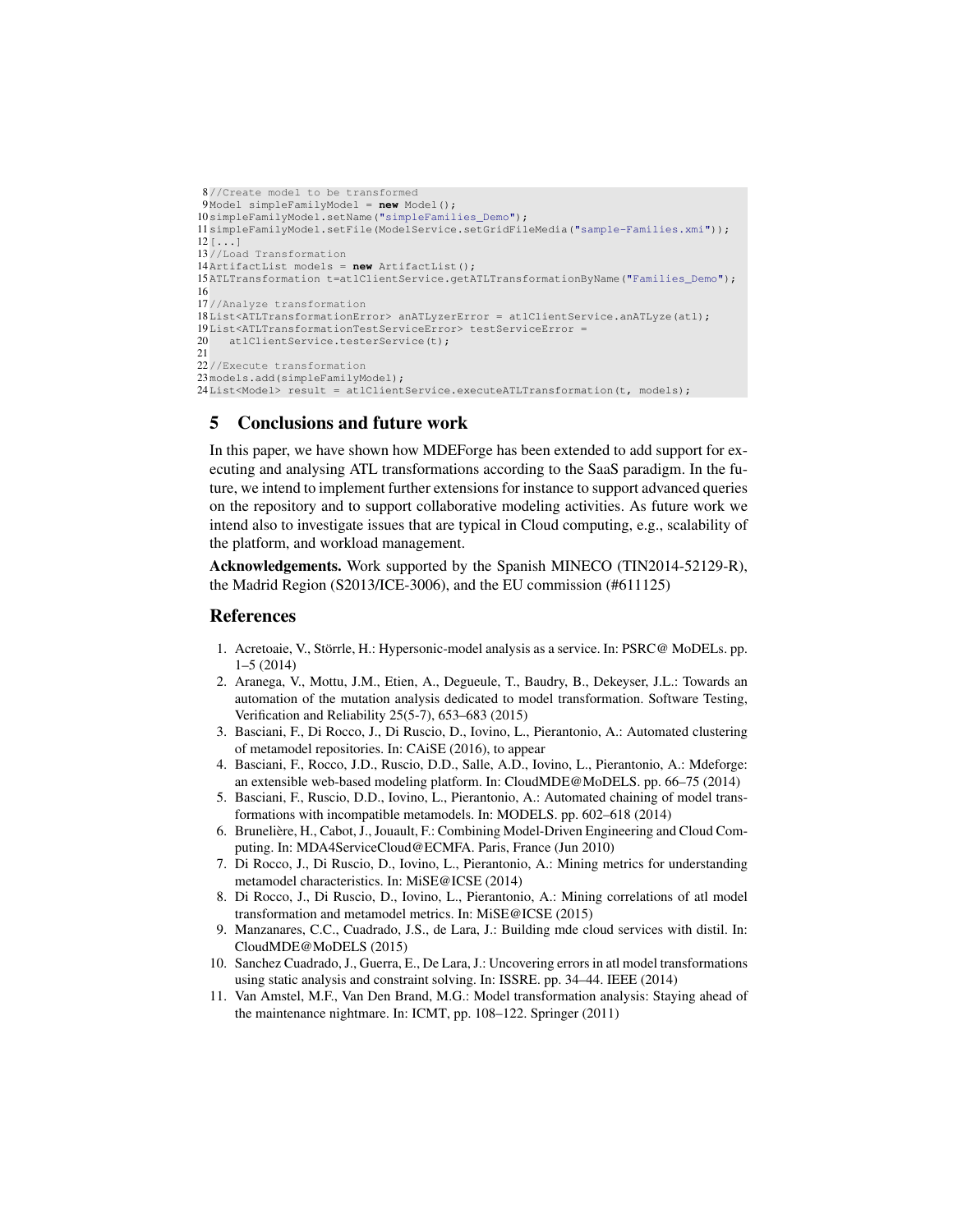```
8 //Create model to be transformed
9 Model simpleFamilyModel = new Model();
10 simpleFamilyModel.setName("simpleFamilies_Demo");
11 simpleFamilyModel.setFile(ModelService.setGridFileMedia("sample-Families.xmi"));
12 [...]
13 //Load Transformation
14 ArtifactList models = new ArtifactList();
15 ATLTransformation t=atlClientService.getATLTransformationByName("Families_Demo");
16
17 //Analyze transformation
18 List<ATLTransformationError> anATLyzerError = atlClientService.anATLyze(atl);
19 List<ATLTransformationTestServiceError> testServiceError =
20    atlClientService.testerService(t);
21
22 //Execute transformation
23 models.add(simpleFamilyModel);
24 List<Model> result = atlClientService.executeATLTransformation(t, models);
```

## 5 Conclusions and future work

In this paper, we have shown how MDEForge has been extended to add support for executing and analysing ATL transformations according to the SaaS paradigm. In the future, we intend to implement further extensions for instance to support advanced queries on the repository and to support collaborative modeling activities. As future work we intend also to investigate issues that are typical in Cloud computing, e.g., scalability of the platform, and workload management.

**Acknowledgements.** Work supported by the Spanish MINECO (TIN2014-52129-R), the Madrid Region (S2013/ICE-3006), and the EU commission (#611125)

## References

1. Acretoaie, V., Störrle, H.: Hypersonic-model analysis as a service. In: PSRC@ MoDELs. pp. 1–5 (2014)
2. Aranega, V., Mottu, J.M., Etien, A., Degueule, T., Baudry, B., Dekeyser, J.L.: Towards an automation of the mutation analysis dedicated to model transformation. Software Testing, Verification and Reliability 25(5-7), 653–683 (2015)
3. Basciani, F., Di Rocco, J., Di Ruscio, D., Iovino, L., Pierantonio, A.: Automated clustering of metamodel repositories. In: CAiSE (2016), to appear
4. Basciani, F., Rocco, J.D., Ruscio, D.D., Salle, A.D., Iovino, L., Pierantonio, A.: Mdeforge: an extensible web-based modeling platform. In: CloudMDE@MoDELS. pp. 66–75 (2014)
5. Basciani, F., Ruscio, D.D., Iovino, L., Pierantonio, A.: Automated chaining of model transformations with incompatible metamodels. In: MODELS. pp. 602–618 (2014)
6. Brunelière, H., Cabot, J., Jouault, F.: Combining Model-Driven Engineering and Cloud Computing. In: MDA4ServiceCloud@ECMFA. Paris, France (Jun 2010)
7. Di Rocco, J., Di Ruscio, D., Iovino, L., Pierantonio, A.: Mining metrics for understanding metamodel characteristics. In: MiSE@ICSE (2014)
8. Di Rocco, J., Di Ruscio, D., Iovino, L., Pierantonio, A.: Mining correlations of atl model transformation and metamodel metrics. In: MiSE@ICSE (2015)
9. Manzanares, C.C., Cuadrado, J.S., de Lara, J.: Building mde cloud services with distil. In: CloudMDE@MoDELS (2015)
10. Sanchez Cuadrado, J., Guerra, E., De Lara, J.: Uncovering errors in atl model transformations using static analysis and constraint solving. In: ISSRE. pp. 34–44. IEEE (2014)
11. Van Amstel, M.F., Van Den Brand, M.G.: Model transformation analysis: Staying ahead of the maintenance nightmare. In: ICMT, pp. 108–122. Springer (2011)